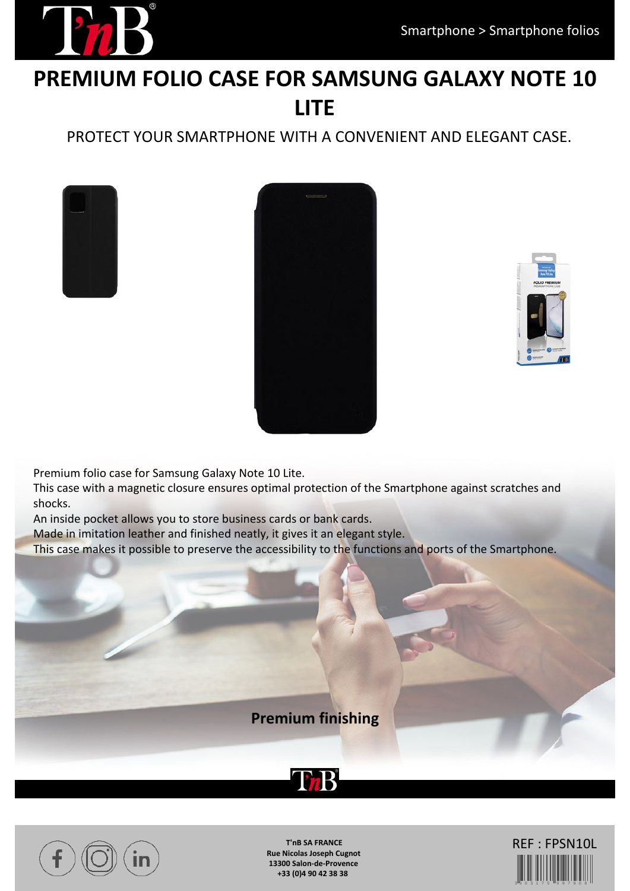Smartphone > Smartphone folios

# PREMIUM FOLIO CASE FOR SAMSUNG GALAXY NOTE 10 LITE

PROTECT YOUR SMARTPHONE WITH A CONVENIENT AND ELEGANT CASE.

Premium folio case for Samsung Galaxy Note 10 Lite.
This case with a magnetic closure ensures optimal protection of the Smartphone against scratches and shocks.
An inside pocket allows you to store business cards or bank cards.
Made in imitation leather and finished neatly, it gives it an elegant style.
This case makes it possible to preserve the accessibility to the functions and ports of the Smartphone.

**Premium finishing**

**T'nB SA FRANCE**
**Rue Nicolas Joseph Cugnot**
**13300 Salon-de-Provence**
**+33 (0)4 90 42 38 38**

REF : FPSN10L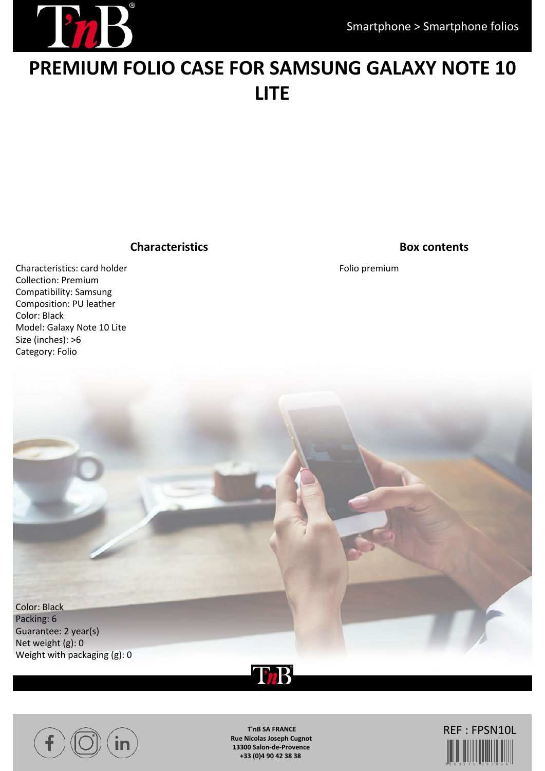Smartphone > Smartphone folios

# PREMIUM FOLIO CASE FOR SAMSUNG GALAXY NOTE 10 LITE

## Characteristics

Characteristics: card holder
Collection: Premium
Compatibility: Samsung
Composition: PU leather
Color: Black
Model: Galaxy Note 10 Lite
Size (inches): >6
Category: Folio

## Box contents

Folio premium

Color: Black
Packing: 6
Guarantee: 2 year(s)
Net weight (g): 0
Weight with packaging (g): 0

**T'nB SA FRANCE**
**Rue Nicolas Joseph Cugnot**
**13300 Salon-de-Provence**
**+33 (0)4 90 42 38 38**

REF : FPSN10L